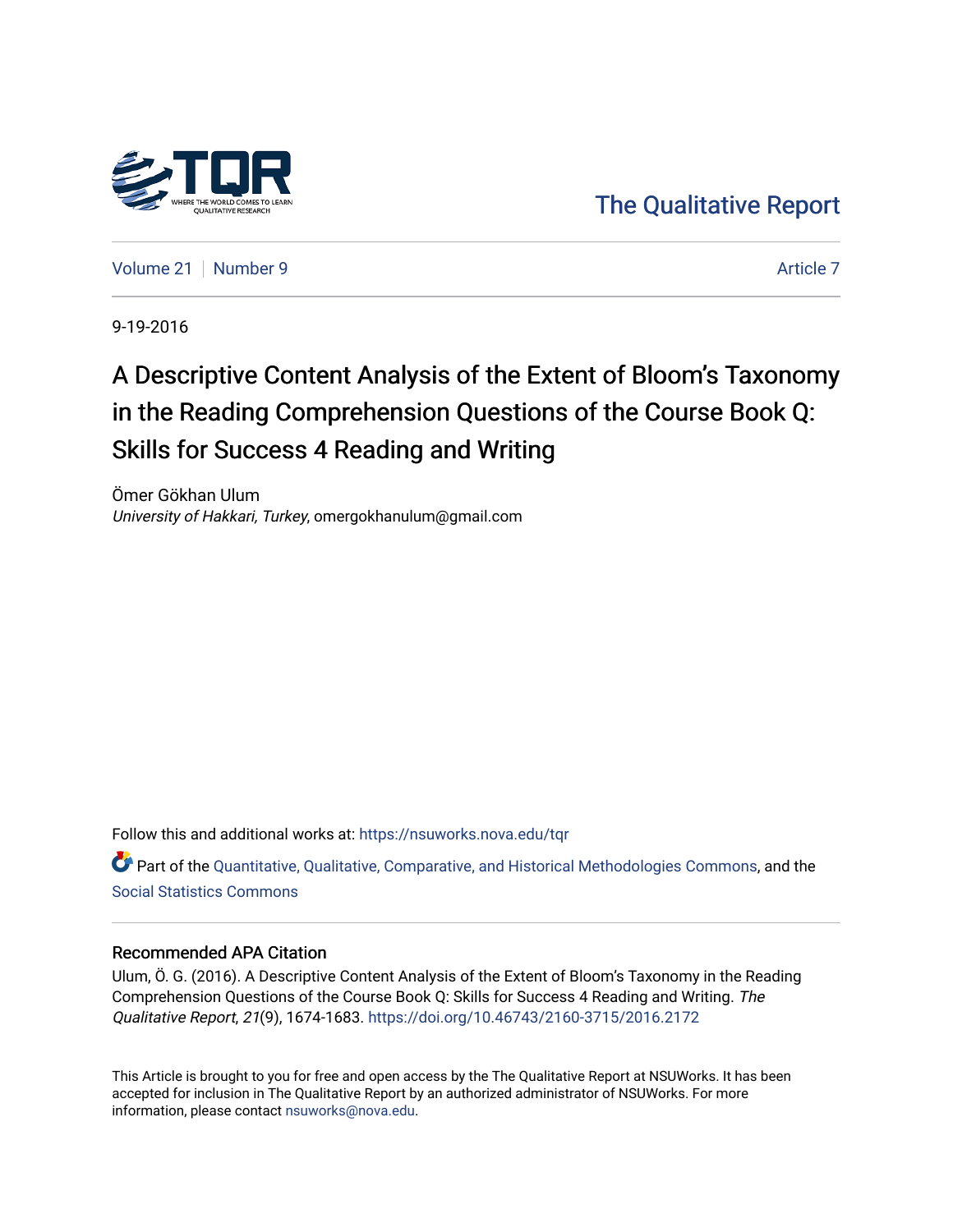The Qualitative Report

Volume 21 | Number 9 | Article 7

9-19-2016

# A Descriptive Content Analysis of the Extent of Bloom's Taxonomy in the Reading Comprehension Questions of the Course Book Q: Skills for Success 4 Reading and Writing

Ömer Gökhan Ulum
*University of Hakkari, Turkey*, omergokhanulum@gmail.com

Follow this and additional works at: https://nsuworks.nova.edu/tqr

Part of the Quantitative, Qualitative, Comparative, and Historical Methodologies Commons, and the Social Statistics Commons

## Recommended APA Citation

Ulum, Ö. G. (2016). A Descriptive Content Analysis of the Extent of Bloom's Taxonomy in the Reading Comprehension Questions of the Course Book Q: Skills for Success 4 Reading and Writing. *The Qualitative Report*, *21*(9), 1674-1683. https://doi.org/10.46743/2160-3715/2016.2172

This Article is brought to you for free and open access by the The Qualitative Report at NSUWorks. It has been accepted for inclusion in The Qualitative Report by an authorized administrator of NSUWorks. For more information, please contact nsuworks@nova.edu.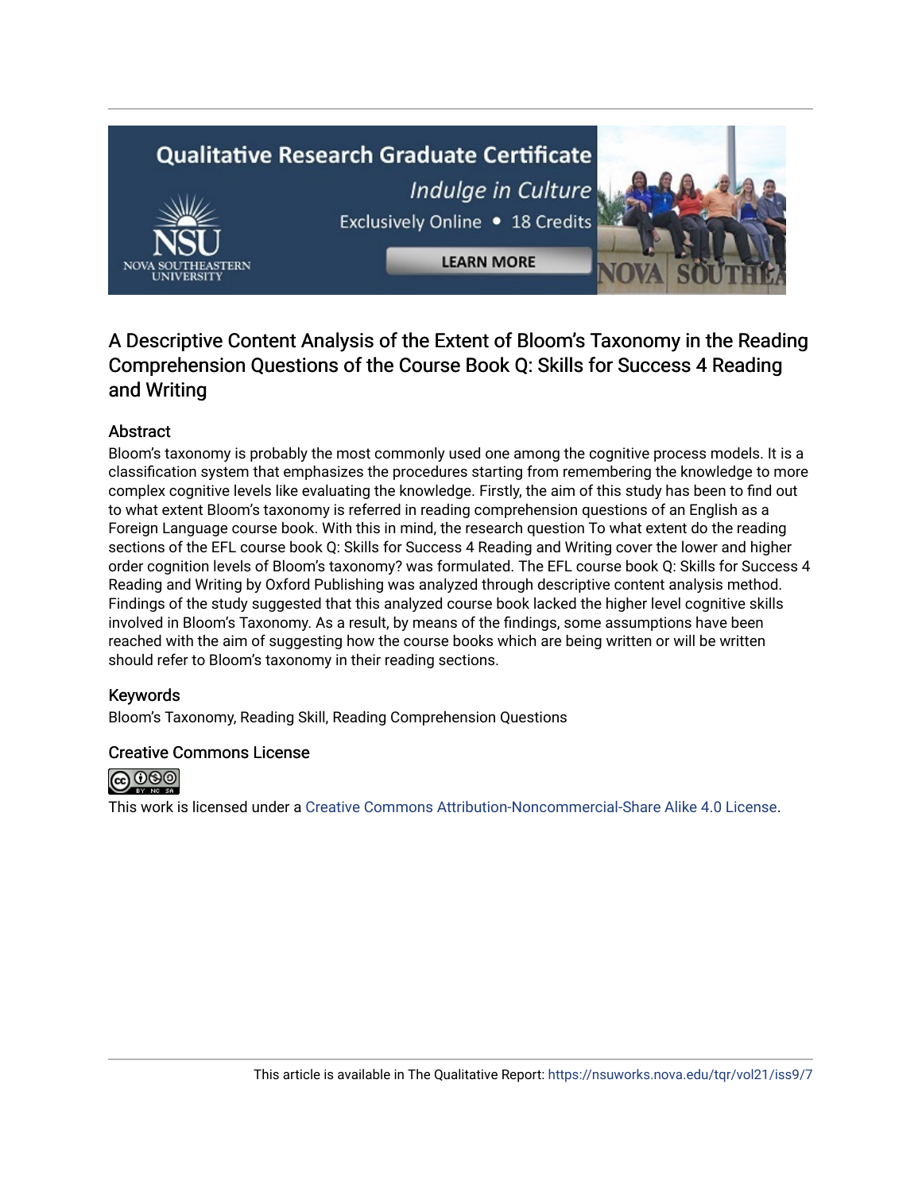## A Descriptive Content Analysis of the Extent of Bloom's Taxonomy in the Reading Comprehension Questions of the Course Book Q: Skills for Success 4 Reading and Writing

### Abstract

Bloom's taxonomy is probably the most commonly used one among the cognitive process models. It is a classification system that emphasizes the procedures starting from remembering the knowledge to more complex cognitive levels like evaluating the knowledge. Firstly, the aim of this study has been to find out to what extent Bloom's taxonomy is referred in reading comprehension questions of an English as a Foreign Language course book. With this in mind, the research question To what extent do the reading sections of the EFL course book Q: Skills for Success 4 Reading and Writing cover the lower and higher order cognition levels of Bloom's taxonomy? was formulated. The EFL course book Q: Skills for Success 4 Reading and Writing by Oxford Publishing was analyzed through descriptive content analysis method. Findings of the study suggested that this analyzed course book lacked the higher level cognitive skills involved in Bloom's Taxonomy. As a result, by means of the findings, some assumptions have been reached with the aim of suggesting how the course books which are being written or will be written should refer to Bloom's taxonomy in their reading sections.

### Keywords

Bloom's Taxonomy, Reading Skill, Reading Comprehension Questions

### Creative Commons License

This work is licensed under a Creative Commons Attribution-Noncommercial-Share Alike 4.0 License.

This article is available in The Qualitative Report: https://nsuworks.nova.edu/tqr/vol21/iss9/7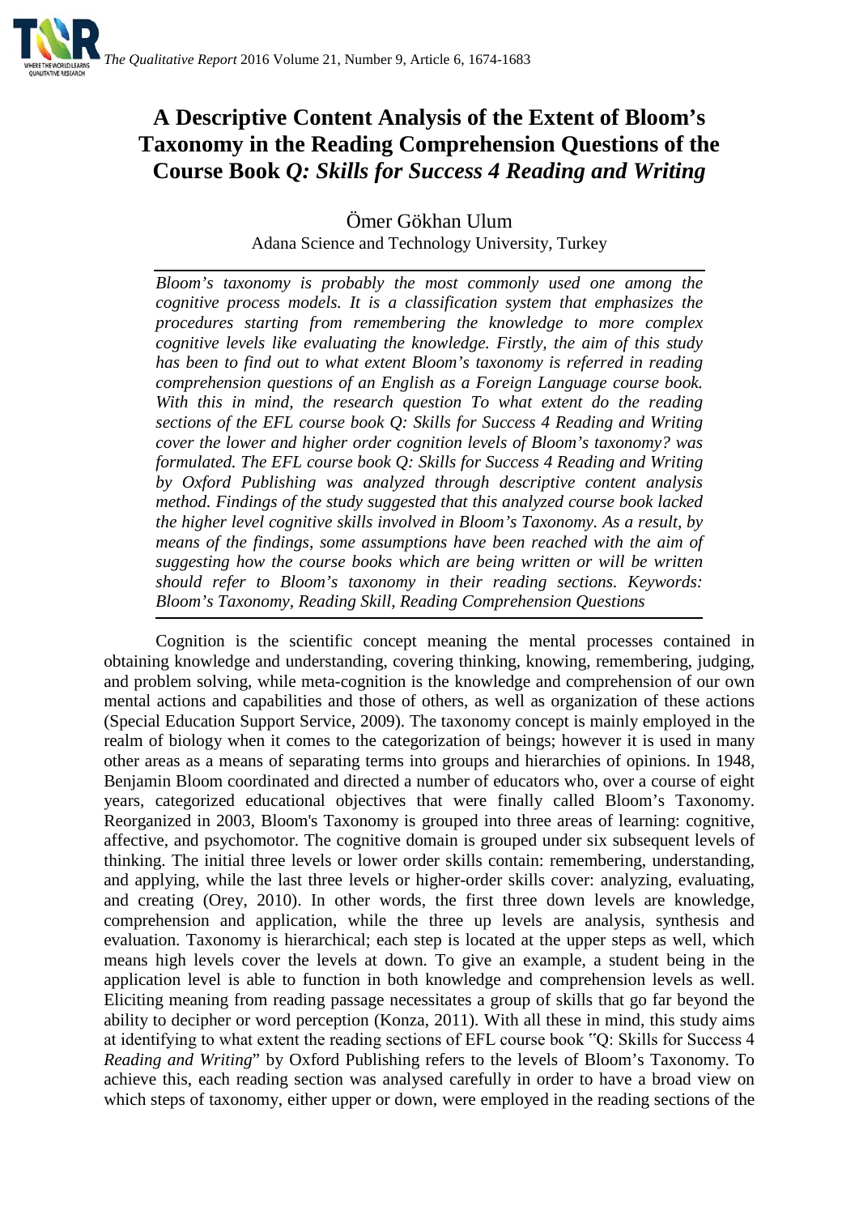# A Descriptive Content Analysis of the Extent of Bloom's Taxonomy in the Reading Comprehension Questions of the Course Book *Q: Skills for Success 4 Reading and Writing*

Ömer Gökhan Ulum

Adana Science and Technology University, Turkey

*Bloom's taxonomy is probably the most commonly used one among the cognitive process models. It is a classification system that emphasizes the procedures starting from remembering the knowledge to more complex cognitive levels like evaluating the knowledge. Firstly, the aim of this study has been to find out to what extent Bloom's taxonomy is referred in reading comprehension questions of an English as a Foreign Language course book. With this in mind, the research question To what extent do the reading sections of the EFL course book Q: Skills for Success 4 Reading and Writing cover the lower and higher order cognition levels of Bloom's taxonomy? was formulated. The EFL course book Q: Skills for Success 4 Reading and Writing by Oxford Publishing was analyzed through descriptive content analysis method. Findings of the study suggested that this analyzed course book lacked the higher level cognitive skills involved in Bloom's Taxonomy. As a result, by means of the findings, some assumptions have been reached with the aim of suggesting how the course books which are being written or will be written should refer to Bloom's taxonomy in their reading sections. Keywords: Bloom's Taxonomy, Reading Skill, Reading Comprehension Questions*

Cognition is the scientific concept meaning the mental processes contained in obtaining knowledge and understanding, covering thinking, knowing, remembering, judging, and problem solving, while meta-cognition is the knowledge and comprehension of our own mental actions and capabilities and those of others, as well as organization of these actions (Special Education Support Service, 2009). The taxonomy concept is mainly employed in the realm of biology when it comes to the categorization of beings; however it is used in many other areas as a means of separating terms into groups and hierarchies of opinions. In 1948, Benjamin Bloom coordinated and directed a number of educators who, over a course of eight years, categorized educational objectives that were finally called Bloom's Taxonomy. Reorganized in 2003, Bloom's Taxonomy is grouped into three areas of learning: cognitive, affective, and psychomotor. The cognitive domain is grouped under six subsequent levels of thinking. The initial three levels or lower order skills contain: remembering, understanding, and applying, while the last three levels or higher-order skills cover: analyzing, evaluating, and creating (Orey, 2010). In other words, the first three down levels are knowledge, comprehension and application, while the three up levels are analysis, synthesis and evaluation. Taxonomy is hierarchical; each step is located at the upper steps as well, which means high levels cover the levels at down. To give an example, a student being in the application level is able to function in both knowledge and comprehension levels as well. Eliciting meaning from reading passage necessitates a group of skills that go far beyond the ability to decipher or word perception (Konza, 2011). With all these in mind, this study aims at identifying to what extent the reading sections of EFL course book "Q: Skills for Success 4 *Reading and Writing*" by Oxford Publishing refers to the levels of Bloom's Taxonomy. To achieve this, each reading section was analysed carefully in order to have a broad view on which steps of taxonomy, either upper or down, were employed in the reading sections of the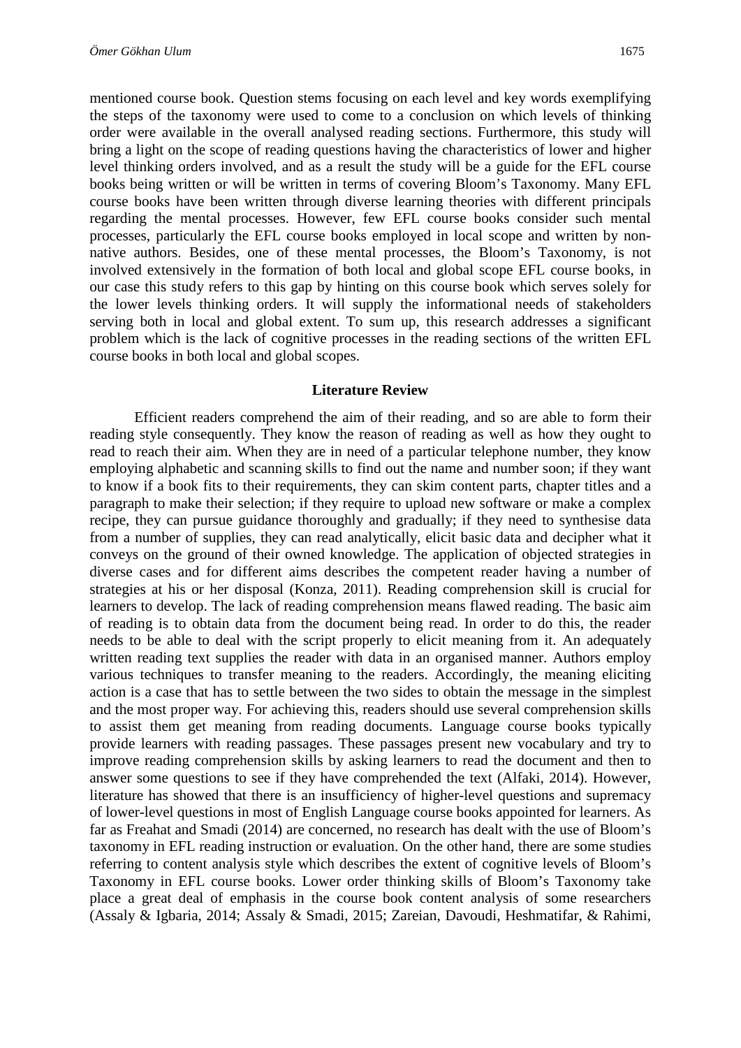mentioned course book. Question stems focusing on each level and key words exemplifying the steps of the taxonomy were used to come to a conclusion on which levels of thinking order were available in the overall analysed reading sections. Furthermore, this study will bring a light on the scope of reading questions having the characteristics of lower and higher level thinking orders involved, and as a result the study will be a guide for the EFL course books being written or will be written in terms of covering Bloom's Taxonomy. Many EFL course books have been written through diverse learning theories with different principals regarding the mental processes. However, few EFL course books consider such mental processes, particularly the EFL course books employed in local scope and written by non-native authors. Besides, one of these mental processes, the Bloom's Taxonomy, is not involved extensively in the formation of both local and global scope EFL course books, in our case this study refers to this gap by hinting on this course book which serves solely for the lower levels thinking orders. It will supply the informational needs of stakeholders serving both in local and global extent. To sum up, this research addresses a significant problem which is the lack of cognitive processes in the reading sections of the written EFL course books in both local and global scopes.

## Literature Review

Efficient readers comprehend the aim of their reading, and so are able to form their reading style consequently. They know the reason of reading as well as how they ought to read to reach their aim. When they are in need of a particular telephone number, they know employing alphabetic and scanning skills to find out the name and number soon; if they want to know if a book fits to their requirements, they can skim content parts, chapter titles and a paragraph to make their selection; if they require to upload new software or make a complex recipe, they can pursue guidance thoroughly and gradually; if they need to synthesise data from a number of supplies, they can read analytically, elicit basic data and decipher what it conveys on the ground of their owned knowledge. The application of objected strategies in diverse cases and for different aims describes the competent reader having a number of strategies at his or her disposal (Konza, 2011). Reading comprehension skill is crucial for learners to develop. The lack of reading comprehension means flawed reading. The basic aim of reading is to obtain data from the document being read. In order to do this, the reader needs to be able to deal with the script properly to elicit meaning from it. An adequately written reading text supplies the reader with data in an organised manner. Authors employ various techniques to transfer meaning to the readers. Accordingly, the meaning eliciting action is a case that has to settle between the two sides to obtain the message in the simplest and the most proper way. For achieving this, readers should use several comprehension skills to assist them get meaning from reading documents. Language course books typically provide learners with reading passages. These passages present new vocabulary and try to improve reading comprehension skills by asking learners to read the document and then to answer some questions to see if they have comprehended the text (Alfaki, 2014). However, literature has showed that there is an insufficiency of higher-level questions and supremacy of lower-level questions in most of English Language course books appointed for learners. As far as Freahat and Smadi (2014) are concerned, no research has dealt with the use of Bloom's taxonomy in EFL reading instruction or evaluation. On the other hand, there are some studies referring to content analysis style which describes the extent of cognitive levels of Bloom's Taxonomy in EFL course books. Lower order thinking skills of Bloom's Taxonomy take place a great deal of emphasis in the course book content analysis of some researchers (Assaly & Igbaria, 2014; Assaly & Smadi, 2015; Zareian, Davoudi, Heshmatifar, & Rahimi,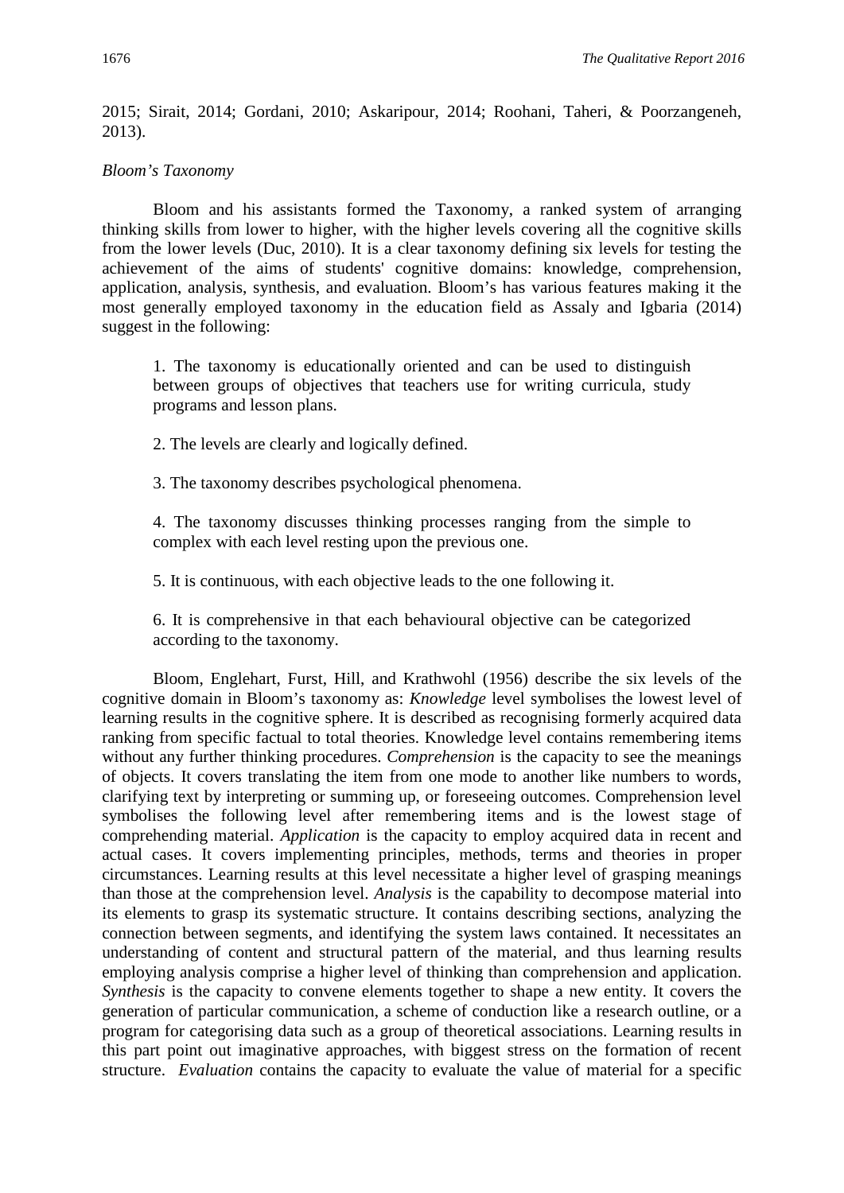2015; Sirait, 2014; Gordani, 2010; Askaripour, 2014; Roohani, Taheri, & Poorzangeneh, 2013).

*Bloom's Taxonomy*

Bloom and his assistants formed the Taxonomy, a ranked system of arranging thinking skills from lower to higher, with the higher levels covering all the cognitive skills from the lower levels (Duc, 2010). It is a clear taxonomy defining six levels for testing the achievement of the aims of students' cognitive domains: knowledge, comprehension, application, analysis, synthesis, and evaluation. Bloom's has various features making it the most generally employed taxonomy in the education field as Assaly and Igbaria (2014) suggest in the following:

> 1. The taxonomy is educationally oriented and can be used to distinguish between groups of objectives that teachers use for writing curricula, study programs and lesson plans.
>
> 2. The levels are clearly and logically defined.
>
> 3. The taxonomy describes psychological phenomena.
>
> 4. The taxonomy discusses thinking processes ranging from the simple to complex with each level resting upon the previous one.
>
> 5. It is continuous, with each objective leads to the one following it.
>
> 6. It is comprehensive in that each behavioural objective can be categorized according to the taxonomy.

Bloom, Englehart, Furst, Hill, and Krathwohl (1956) describe the six levels of the cognitive domain in Bloom's taxonomy as: *Knowledge* level symbolises the lowest level of learning results in the cognitive sphere. It is described as recognising formerly acquired data ranking from specific factual to total theories. Knowledge level contains remembering items without any further thinking procedures. *Comprehension* is the capacity to see the meanings of objects. It covers translating the item from one mode to another like numbers to words, clarifying text by interpreting or summing up, or foreseeing outcomes. Comprehension level symbolises the following level after remembering items and is the lowest stage of comprehending material. *Application* is the capacity to employ acquired data in recent and actual cases. It covers implementing principles, methods, terms and theories in proper circumstances. Learning results at this level necessitate a higher level of grasping meanings than those at the comprehension level. *Analysis* is the capability to decompose material into its elements to grasp its systematic structure. It contains describing sections, analyzing the connection between segments, and identifying the system laws contained. It necessitates an understanding of content and structural pattern of the material, and thus learning results employing analysis comprise a higher level of thinking than comprehension and application. *Synthesis* is the capacity to convene elements together to shape a new entity. It covers the generation of particular communication, a scheme of conduction like a research outline, or a program for categorising data such as a group of theoretical associations. Learning results in this part point out imaginative approaches, with biggest stress on the formation of recent structure. *Evaluation* contains the capacity to evaluate the value of material for a specific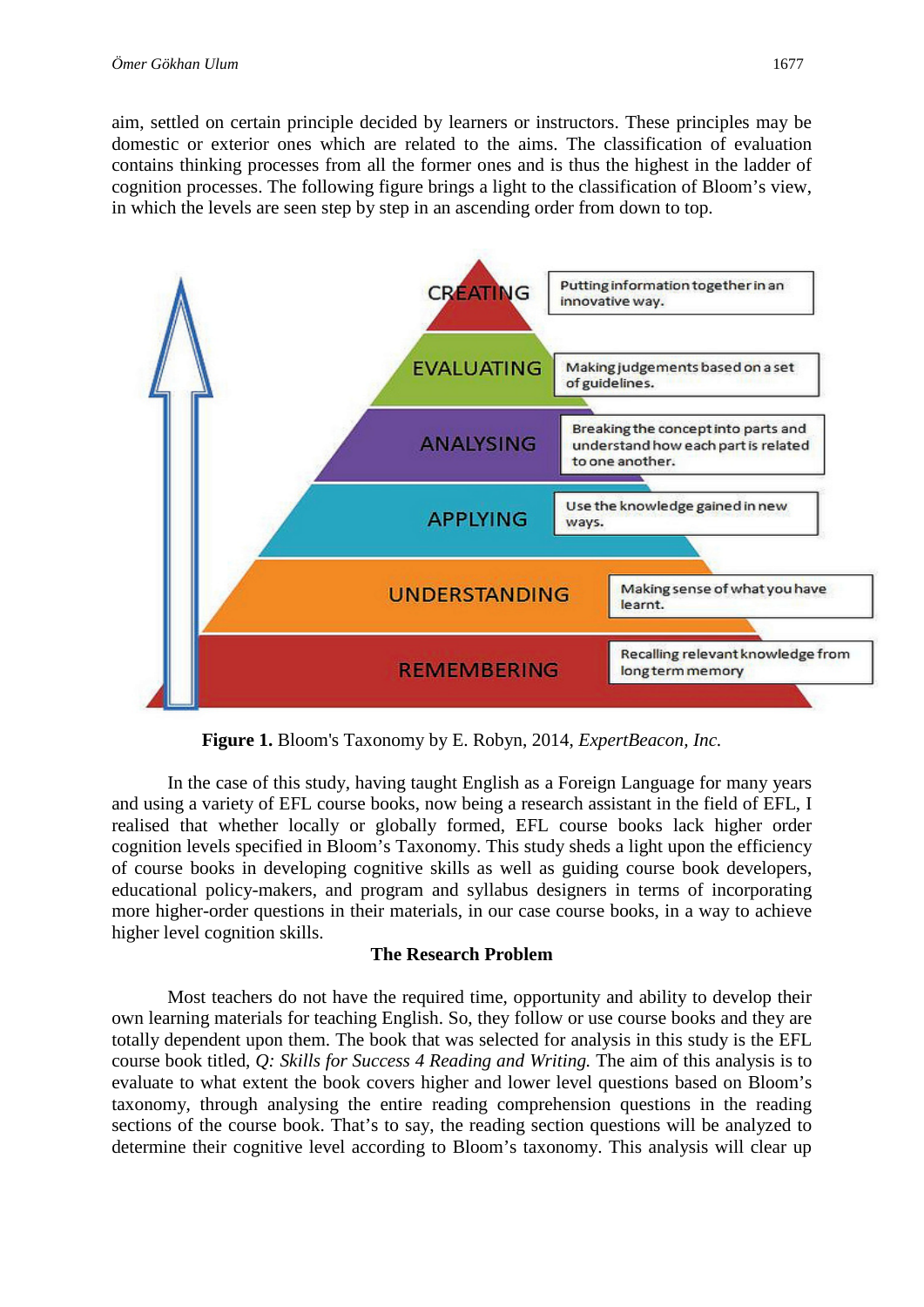aim, settled on certain principle decided by learners or instructors. These principles may be domestic or exterior ones which are related to the aims. The classification of evaluation contains thinking processes from all the former ones and is thus the highest in the ladder of cognition processes. The following figure brings a light to the classification of Bloom's view, in which the levels are seen step by step in an ascending order from down to top.

CREATING — Putting information together in an innovative way.

EVALUATING — Making judgements based on a set of guidelines.

ANALYSING — Breaking the concept into parts and understand how each part is related to one another.

APPLYING — Use the knowledge gained in new ways.

UNDERSTANDING — Making sense of what you have learnt.

REMEMBERING — Recalling relevant knowledge from long term memory

**Figure 1.** Bloom's Taxonomy by E. Robyn, 2014, *ExpertBeacon, Inc.*

In the case of this study, having taught English as a Foreign Language for many years and using a variety of EFL course books, now being a research assistant in the field of EFL, I realised that whether locally or globally formed, EFL course books lack higher order cognition levels specified in Bloom's Taxonomy. This study sheds a light upon the efficiency of course books in developing cognitive skills as well as guiding course book developers, educational policy-makers, and program and syllabus designers in terms of incorporating more higher-order questions in their materials, in our case course books, in a way to achieve higher level cognition skills.

## The Research Problem

Most teachers do not have the required time, opportunity and ability to develop their own learning materials for teaching English. So, they follow or use course books and they are totally dependent upon them. The book that was selected for analysis in this study is the EFL course book titled, *Q: Skills for Success 4 Reading and Writing.* The aim of this analysis is to evaluate to what extent the book covers higher and lower level questions based on Bloom's taxonomy, through analysing the entire reading comprehension questions in the reading sections of the course book. That's to say, the reading section questions will be analyzed to determine their cognitive level according to Bloom's taxonomy. This analysis will clear up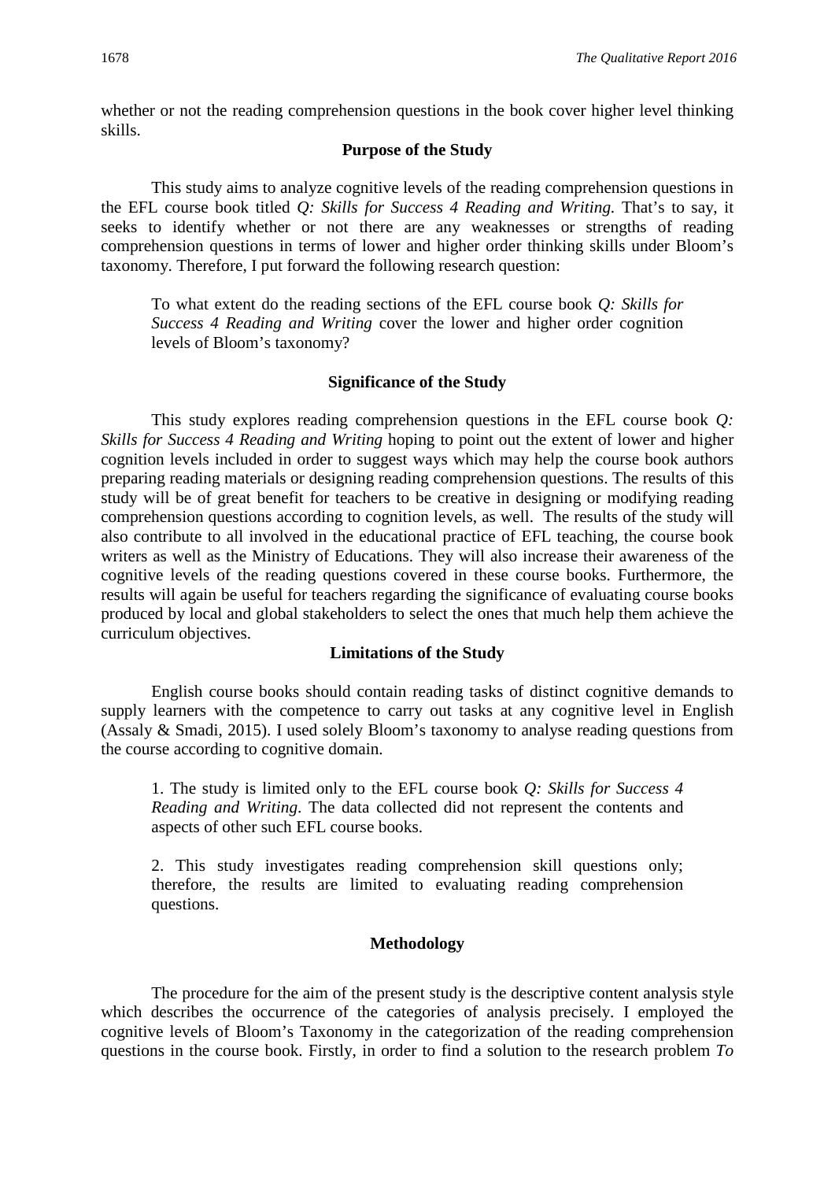whether or not the reading comprehension questions in the book cover higher level thinking skills.

## Purpose of the Study

This study aims to analyze cognitive levels of the reading comprehension questions in the EFL course book titled *Q: Skills for Success 4 Reading and Writing.* That's to say, it seeks to identify whether or not there are any weaknesses or strengths of reading comprehension questions in terms of lower and higher order thinking skills under Bloom's taxonomy. Therefore, I put forward the following research question:

> To what extent do the reading sections of the EFL course book *Q: Skills for Success 4 Reading and Writing* cover the lower and higher order cognition levels of Bloom's taxonomy?

## Significance of the Study

This study explores reading comprehension questions in the EFL course book *Q: Skills for Success 4 Reading and Writing* hoping to point out the extent of lower and higher cognition levels included in order to suggest ways which may help the course book authors preparing reading materials or designing reading comprehension questions. The results of this study will be of great benefit for teachers to be creative in designing or modifying reading comprehension questions according to cognition levels, as well. The results of the study will also contribute to all involved in the educational practice of EFL teaching, the course book writers as well as the Ministry of Educations. They will also increase their awareness of the cognitive levels of the reading questions covered in these course books. Furthermore, the results will again be useful for teachers regarding the significance of evaluating course books produced by local and global stakeholders to select the ones that much help them achieve the curriculum objectives.

## Limitations of the Study

English course books should contain reading tasks of distinct cognitive demands to supply learners with the competence to carry out tasks at any cognitive level in English (Assaly & Smadi, 2015). I used solely Bloom's taxonomy to analyse reading questions from the course according to cognitive domain.

> 1. The study is limited only to the EFL course book *Q: Skills for Success 4 Reading and Writing*. The data collected did not represent the contents and aspects of other such EFL course books.
>
> 2. This study investigates reading comprehension skill questions only; therefore, the results are limited to evaluating reading comprehension questions.

## Methodology

The procedure for the aim of the present study is the descriptive content analysis style which describes the occurrence of the categories of analysis precisely. I employed the cognitive levels of Bloom's Taxonomy in the categorization of the reading comprehension questions in the course book. Firstly, in order to find a solution to the research problem *To*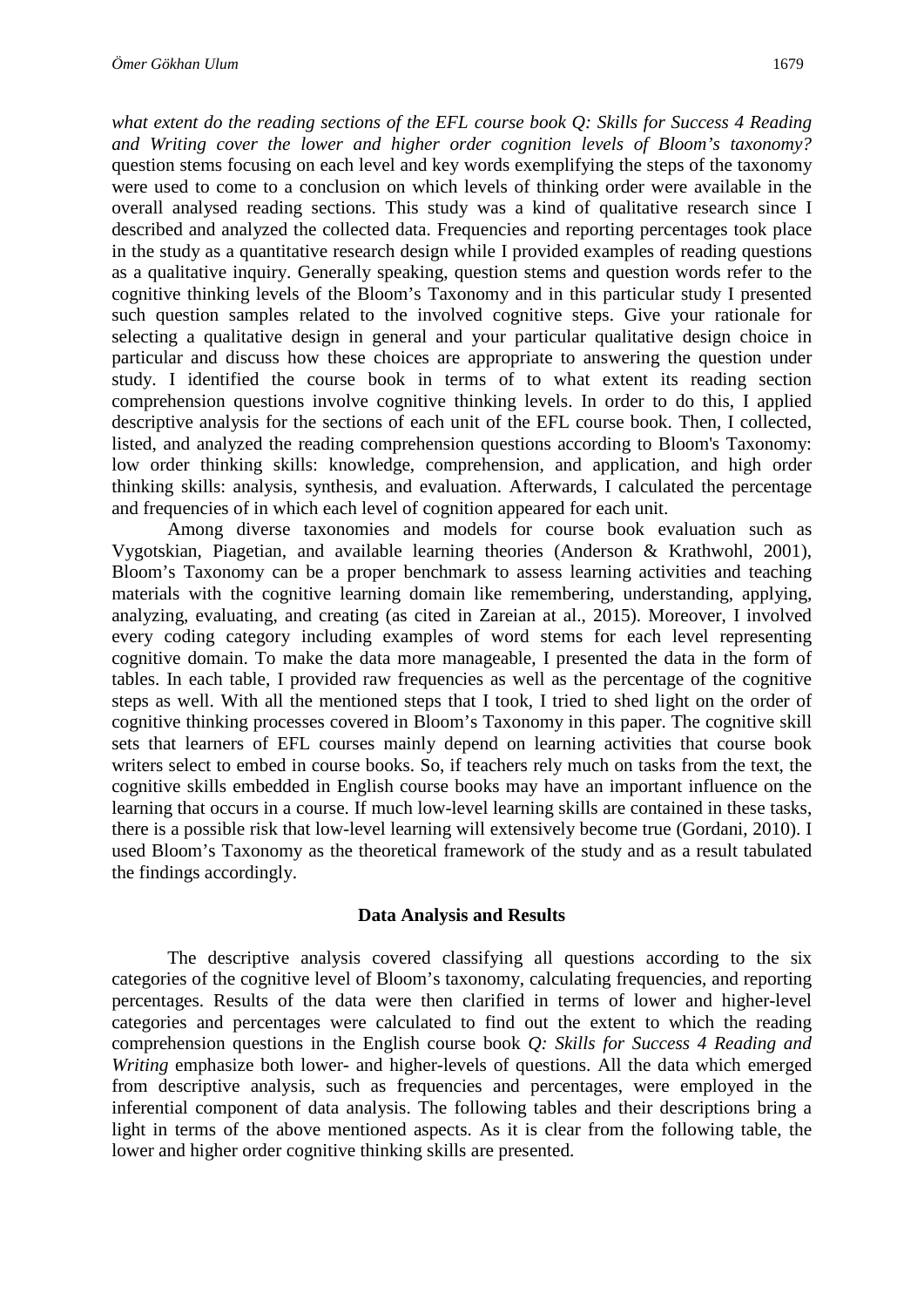*what extent do the reading sections of the EFL course book Q: Skills for Success 4 Reading and Writing cover the lower and higher order cognition levels of Bloom's taxonomy?* question stems focusing on each level and key words exemplifying the steps of the taxonomy were used to come to a conclusion on which levels of thinking order were available in the overall analysed reading sections. This study was a kind of qualitative research since I described and analyzed the collected data. Frequencies and reporting percentages took place in the study as a quantitative research design while I provided examples of reading questions as a qualitative inquiry. Generally speaking, question stems and question words refer to the cognitive thinking levels of the Bloom's Taxonomy and in this particular study I presented such question samples related to the involved cognitive steps. Give your rationale for selecting a qualitative design in general and your particular qualitative design choice in particular and discuss how these choices are appropriate to answering the question under study. I identified the course book in terms of to what extent its reading section comprehension questions involve cognitive thinking levels. In order to do this, I applied descriptive analysis for the sections of each unit of the EFL course book. Then, I collected, listed, and analyzed the reading comprehension questions according to Bloom's Taxonomy: low order thinking skills: knowledge, comprehension, and application, and high order thinking skills: analysis, synthesis, and evaluation. Afterwards, I calculated the percentage and frequencies of in which each level of cognition appeared for each unit.

Among diverse taxonomies and models for course book evaluation such as Vygotskian, Piagetian, and available learning theories (Anderson & Krathwohl, 2001), Bloom's Taxonomy can be a proper benchmark to assess learning activities and teaching materials with the cognitive learning domain like remembering, understanding, applying, analyzing, evaluating, and creating (as cited in Zareian at al., 2015). Moreover, I involved every coding category including examples of word stems for each level representing cognitive domain. To make the data more manageable, I presented the data in the form of tables. In each table, I provided raw frequencies as well as the percentage of the cognitive steps as well. With all the mentioned steps that I took, I tried to shed light on the order of cognitive thinking processes covered in Bloom's Taxonomy in this paper. The cognitive skill sets that learners of EFL courses mainly depend on learning activities that course book writers select to embed in course books. So, if teachers rely much on tasks from the text, the cognitive skills embedded in English course books may have an important influence on the learning that occurs in a course. If much low-level learning skills are contained in these tasks, there is a possible risk that low-level learning will extensively become true (Gordani, 2010). I used Bloom's Taxonomy as the theoretical framework of the study and as a result tabulated the findings accordingly.

## Data Analysis and Results

The descriptive analysis covered classifying all questions according to the six categories of the cognitive level of Bloom's taxonomy, calculating frequencies, and reporting percentages. Results of the data were then clarified in terms of lower and higher-level categories and percentages were calculated to find out the extent to which the reading comprehension questions in the English course book *Q: Skills for Success 4 Reading and Writing* emphasize both lower- and higher-levels of questions. All the data which emerged from descriptive analysis, such as frequencies and percentages, were employed in the inferential component of data analysis. The following tables and their descriptions bring a light in terms of the above mentioned aspects. As it is clear from the following table, the lower and higher order cognitive thinking skills are presented.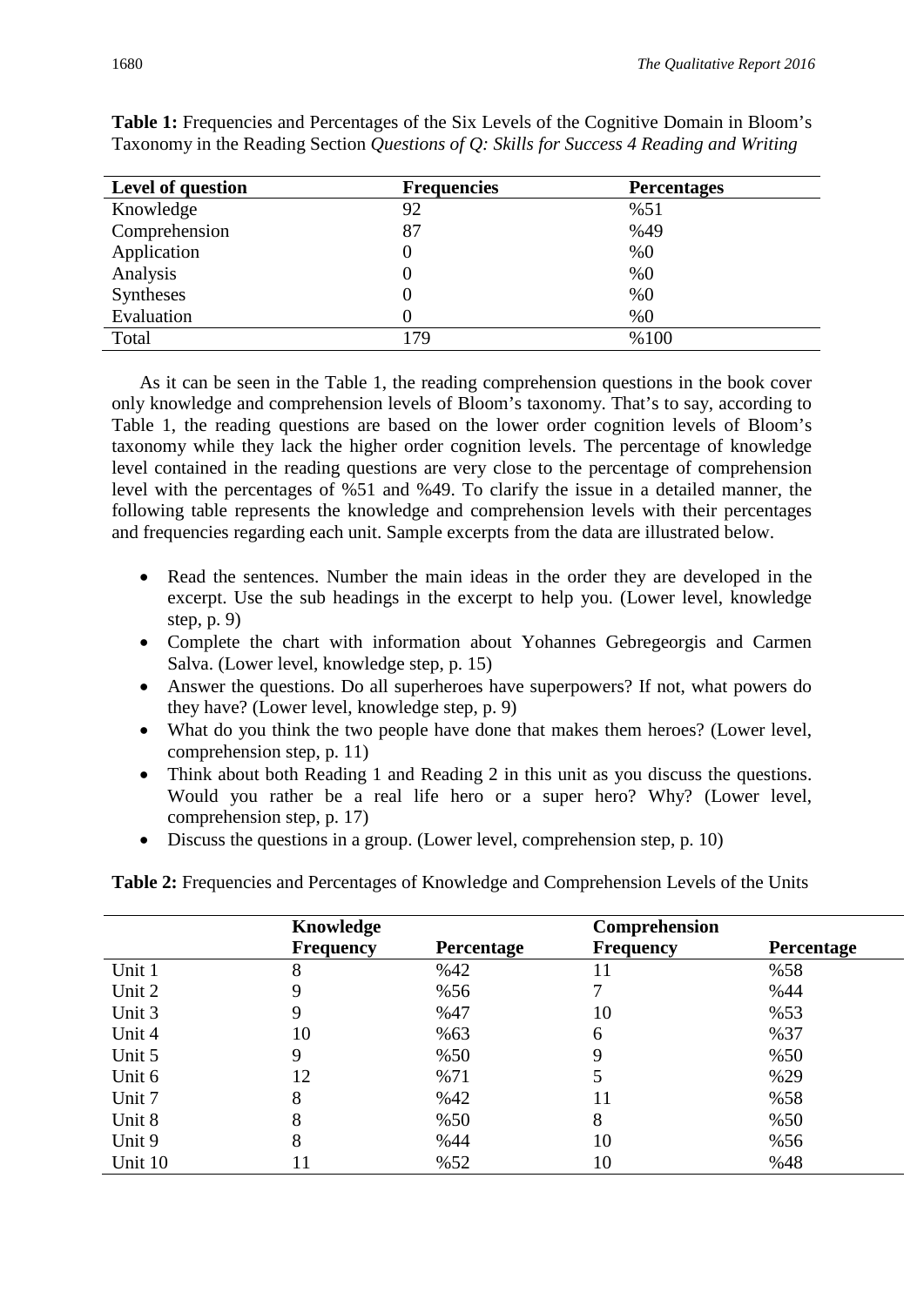**Table 1:** Frequencies and Percentages of the Six Levels of the Cognitive Domain in Bloom's Taxonomy in the Reading Section *Questions of Q: Skills for Success 4 Reading and Writing*

| Level of question | Frequencies | Percentages |
|---|---|---|
| Knowledge | 92 | %51 |
| Comprehension | 87 | %49 |
| Application | 0 | %0 |
| Analysis | 0 | %0 |
| Syntheses | 0 | %0 |
| Evaluation | 0 | %0 |
| Total | 179 | %100 |

As it can be seen in the Table 1, the reading comprehension questions in the book cover only knowledge and comprehension levels of Bloom's taxonomy. That's to say, according to Table 1, the reading questions are based on the lower order cognition levels of Bloom's taxonomy while they lack the higher order cognition levels. The percentage of knowledge level contained in the reading questions are very close to the percentage of comprehension level with the percentages of %51 and %49. To clarify the issue in a detailed manner, the following table represents the knowledge and comprehension levels with their percentages and frequencies regarding each unit. Sample excerpts from the data are illustrated below.

- Read the sentences. Number the main ideas in the order they are developed in the excerpt. Use the sub headings in the excerpt to help you. (Lower level, knowledge step, p. 9)
- Complete the chart with information about Yohannes Gebregeorgis and Carmen Salva. (Lower level, knowledge step, p. 15)
- Answer the questions. Do all superheroes have superpowers? If not, what powers do they have? (Lower level, knowledge step, p. 9)
- What do you think the two people have done that makes them heroes? (Lower level, comprehension step, p. 11)
- Think about both Reading 1 and Reading 2 in this unit as you discuss the questions. Would you rather be a real life hero or a super hero? Why? (Lower level, comprehension step, p. 17)
- Discuss the questions in a group. (Lower level, comprehension step, p. 10)

**Table 2:** Frequencies and Percentages of Knowledge and Comprehension Levels of the Units

| | Knowledge | | Comprehension | |
|---|---|---|---|---|
| | Frequency | Percentage | Frequency | Percentage |
| Unit 1 | 8 | %42 | 11 | %58 |
| Unit 2 | 9 | %56 | 7 | %44 |
| Unit 3 | 9 | %47 | 10 | %53 |
| Unit 4 | 10 | %63 | 6 | %37 |
| Unit 5 | 9 | %50 | 9 | %50 |
| Unit 6 | 12 | %71 | 5 | %29 |
| Unit 7 | 8 | %42 | 11 | %58 |
| Unit 8 | 8 | %50 | 8 | %50 |
| Unit 9 | 8 | %44 | 10 | %56 |
| Unit 10 | 11 | %52 | 10 | %48 |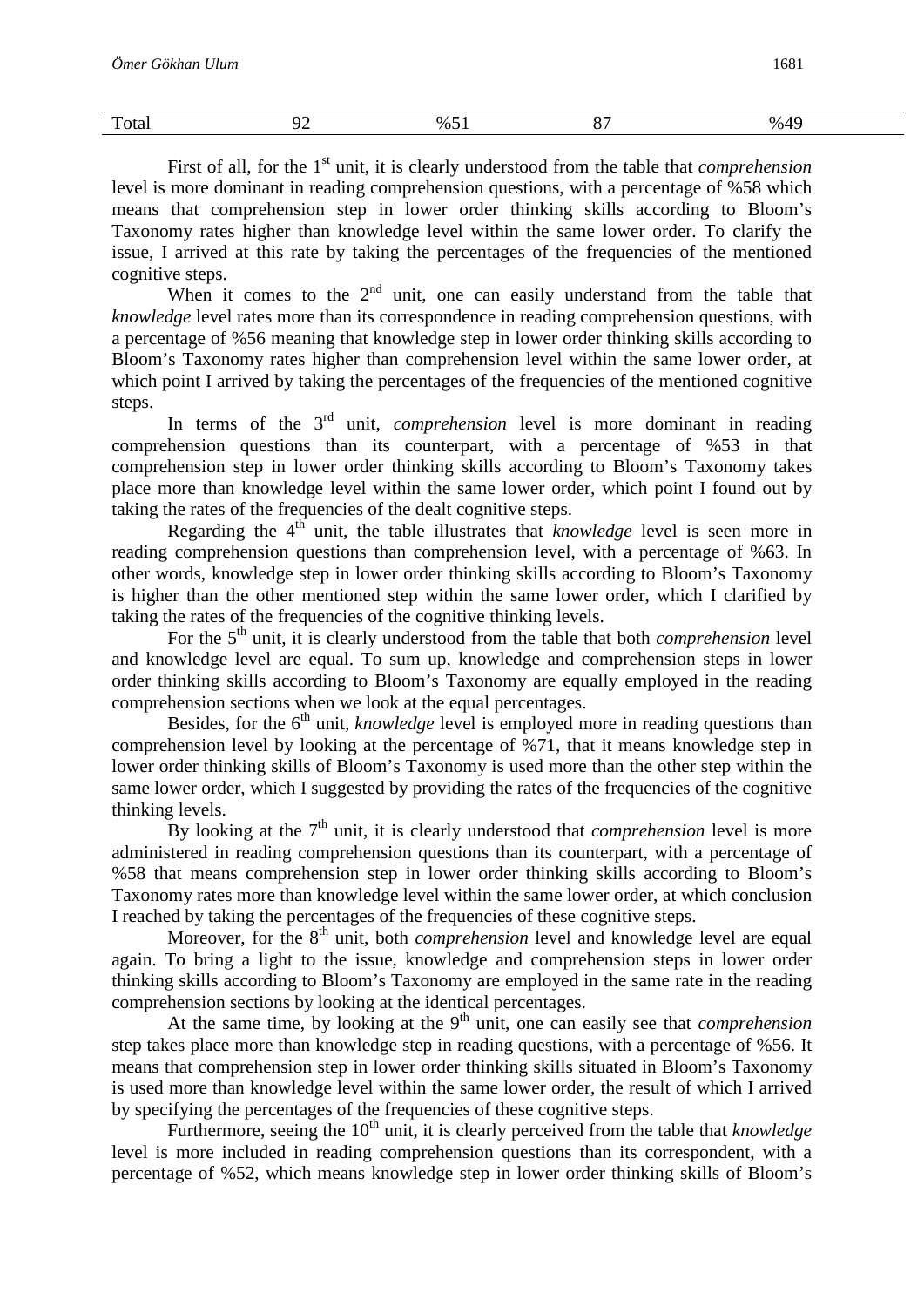| Total | 92 | %51 | 87 | %49 |
|---|---|---|---|---|

First of all, for the 1st unit, it is clearly understood from the table that *comprehension* level is more dominant in reading comprehension questions, with a percentage of %58 which means that comprehension step in lower order thinking skills according to Bloom's Taxonomy rates higher than knowledge level within the same lower order. To clarify the issue, I arrived at this rate by taking the percentages of the frequencies of the mentioned cognitive steps.

When it comes to the 2nd unit, one can easily understand from the table that *knowledge* level rates more than its correspondence in reading comprehension questions, with a percentage of %56 meaning that knowledge step in lower order thinking skills according to Bloom's Taxonomy rates higher than comprehension level within the same lower order, at which point I arrived by taking the percentages of the frequencies of the mentioned cognitive steps.

In terms of the 3rd unit, *comprehension* level is more dominant in reading comprehension questions than its counterpart, with a percentage of %53 in that comprehension step in lower order thinking skills according to Bloom's Taxonomy takes place more than knowledge level within the same lower order, which point I found out by taking the rates of the frequencies of the dealt cognitive steps.

Regarding the 4th unit, the table illustrates that *knowledge* level is seen more in reading comprehension questions than comprehension level, with a percentage of %63. In other words, knowledge step in lower order thinking skills according to Bloom's Taxonomy is higher than the other mentioned step within the same lower order, which I clarified by taking the rates of the frequencies of the cognitive thinking levels.

For the 5th unit, it is clearly understood from the table that both *comprehension* level and knowledge level are equal. To sum up, knowledge and comprehension steps in lower order thinking skills according to Bloom's Taxonomy are equally employed in the reading comprehension sections when we look at the equal percentages.

Besides, for the 6th unit, *knowledge* level is employed more in reading questions than comprehension level by looking at the percentage of %71, that it means knowledge step in lower order thinking skills of Bloom's Taxonomy is used more than the other step within the same lower order, which I suggested by providing the rates of the frequencies of the cognitive thinking levels.

By looking at the 7th unit, it is clearly understood that *comprehension* level is more administered in reading comprehension questions than its counterpart, with a percentage of %58 that means comprehension step in lower order thinking skills according to Bloom's Taxonomy rates more than knowledge level within the same lower order, at which conclusion I reached by taking the percentages of the frequencies of these cognitive steps.

Moreover, for the 8th unit, both *comprehension* level and knowledge level are equal again. To bring a light to the issue, knowledge and comprehension steps in lower order thinking skills according to Bloom's Taxonomy are employed in the same rate in the reading comprehension sections by looking at the identical percentages.

At the same time, by looking at the 9th unit, one can easily see that *comprehension* step takes place more than knowledge step in reading questions, with a percentage of %56. It means that comprehension step in lower order thinking skills situated in Bloom's Taxonomy is used more than knowledge level within the same lower order, the result of which I arrived by specifying the percentages of the frequencies of these cognitive steps.

Furthermore, seeing the 10th unit, it is clearly perceived from the table that *knowledge* level is more included in reading comprehension questions than its correspondent, with a percentage of %52, which means knowledge step in lower order thinking skills of Bloom's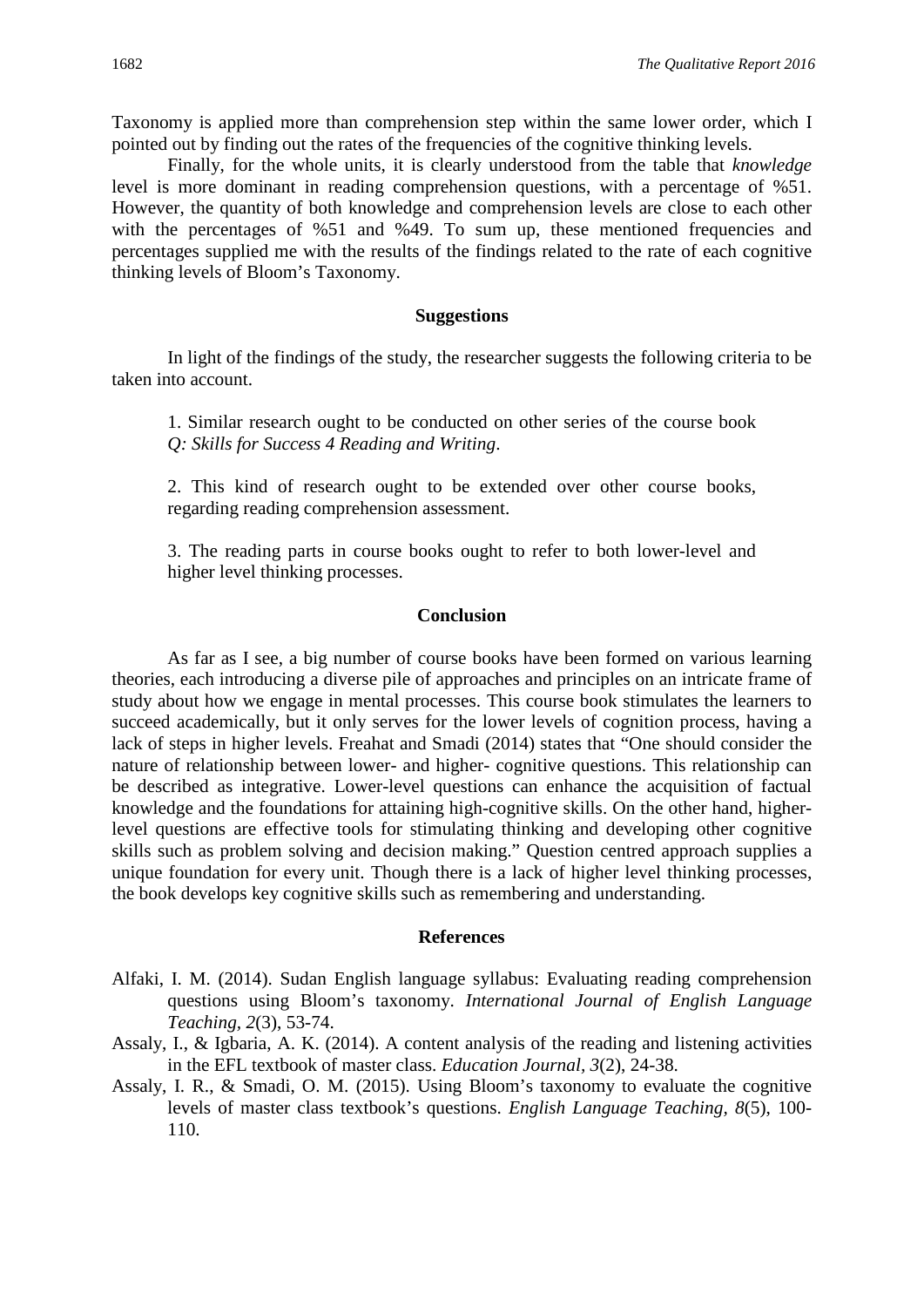Taxonomy is applied more than comprehension step within the same lower order, which I pointed out by finding out the rates of the frequencies of the cognitive thinking levels.

Finally, for the whole units, it is clearly understood from the table that *knowledge* level is more dominant in reading comprehension questions, with a percentage of %51. However, the quantity of both knowledge and comprehension levels are close to each other with the percentages of %51 and %49. To sum up, these mentioned frequencies and percentages supplied me with the results of the findings related to the rate of each cognitive thinking levels of Bloom's Taxonomy.

## Suggestions

In light of the findings of the study, the researcher suggests the following criteria to be taken into account.

1. Similar research ought to be conducted on other series of the course book *Q: Skills for Success 4 Reading and Writing*.

2. This kind of research ought to be extended over other course books, regarding reading comprehension assessment.

3. The reading parts in course books ought to refer to both lower-level and higher level thinking processes.

## Conclusion

As far as I see, a big number of course books have been formed on various learning theories, each introducing a diverse pile of approaches and principles on an intricate frame of study about how we engage in mental processes. This course book stimulates the learners to succeed academically, but it only serves for the lower levels of cognition process, having a lack of steps in higher levels. Freahat and Smadi (2014) states that "One should consider the nature of relationship between lower- and higher- cognitive questions. This relationship can be described as integrative. Lower-level questions can enhance the acquisition of factual knowledge and the foundations for attaining high-cognitive skills. On the other hand, higher-level questions are effective tools for stimulating thinking and developing other cognitive skills such as problem solving and decision making." Question centred approach supplies a unique foundation for every unit. Though there is a lack of higher level thinking processes, the book develops key cognitive skills such as remembering and understanding.

## References

Alfaki, I. M. (2014). Sudan English language syllabus: Evaluating reading comprehension questions using Bloom's taxonomy. *International Journal of English Language Teaching, 2*(3), 53-74.

Assaly, I., & Igbaria, A. K. (2014). A content analysis of the reading and listening activities in the EFL textbook of master class. *Education Journal, 3*(2), 24-38.

Assaly, I. R., & Smadi, O. M. (2015). Using Bloom's taxonomy to evaluate the cognitive levels of master class textbook's questions. *English Language Teaching, 8*(5), 100-110.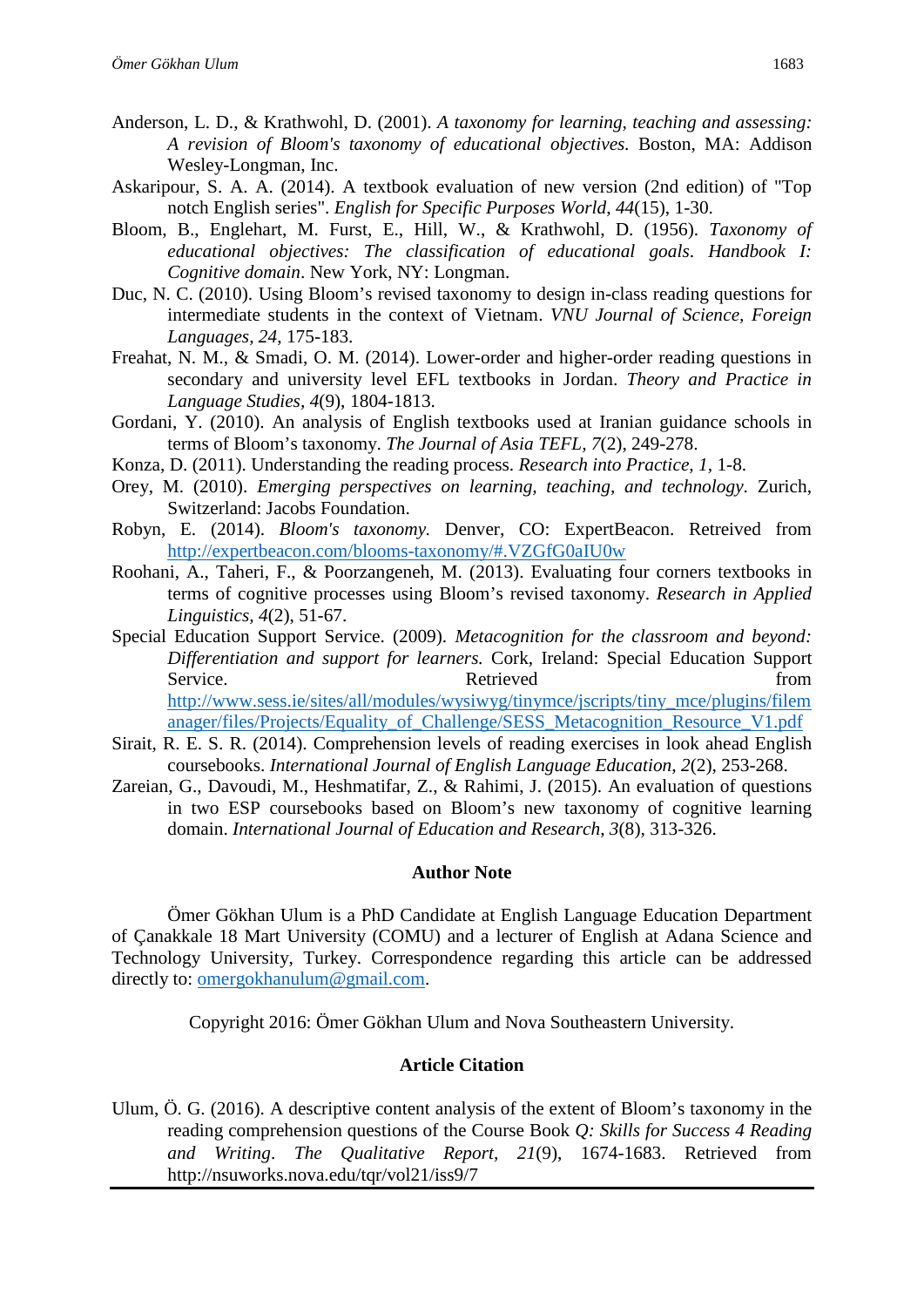Anderson, L. D., & Krathwohl, D. (2001). *A taxonomy for learning, teaching and assessing: A revision of Bloom's taxonomy of educational objectives.* Boston, MA: Addison Wesley-Longman, Inc.

Askaripour, S. A. A. (2014). A textbook evaluation of new version (2nd edition) of "Top notch English series". *English for Specific Purposes World*, *44*(15), 1-30.

Bloom, B., Englehart, M. Furst, E., Hill, W., & Krathwohl, D. (1956). *Taxonomy of educational objectives: The classification of educational goals*. *Handbook I: Cognitive domain*. New York, NY: Longman.

Duc, N. C. (2010). Using Bloom's revised taxonomy to design in-class reading questions for intermediate students in the context of Vietnam. *VNU Journal of Science, Foreign Languages*, *24*, 175-183.

Freahat, N. M., & Smadi, O. M. (2014). Lower-order and higher-order reading questions in secondary and university level EFL textbooks in Jordan. *Theory and Practice in Language Studies*, *4*(9), 1804-1813.

Gordani, Y. (2010). An analysis of English textbooks used at Iranian guidance schools in terms of Bloom's taxonomy. *The Journal of Asia TEFL*, *7*(2), 249-278.

Konza, D. (2011). Understanding the reading process. *Research into Practice*, *1*, 1-8.

Orey, M. (2010). *Emerging perspectives on learning, teaching, and technology*. Zurich, Switzerland: Jacobs Foundation.

Robyn, E. (2014). *Bloom's taxonomy.* Denver, CO: ExpertBeacon. Retreived from [http://expertbeacon.com/blooms-taxonomy/#.VZGfG0aIU0w](http://expertbeacon.com/blooms-taxonomy/#.VZGfG0aIU0w)

Roohani, A., Taheri, F., & Poorzangeneh, M. (2013). Evaluating four corners textbooks in terms of cognitive processes using Bloom's revised taxonomy. *Research in Applied Linguistics*, *4*(2), 51-67.

Special Education Support Service. (2009). *Metacognition for the classroom and beyond: Differentiation and support for learners.* Cork, Ireland: Special Education Support Service. Retrieved from [http://www.sess.ie/sites/all/modules/wysiwyg/tinymce/jscripts/tiny_mce/plugins/filemanager/files/Projects/Equality_of_Challenge/SESS_Metacognition_Resource_V1.pdf](http://www.sess.ie/sites/all/modules/wysiwyg/tinymce/jscripts/tiny_mce/plugins/filemanager/files/Projects/Equality_of_Challenge/SESS_Metacognition_Resource_V1.pdf)

Sirait, R. E. S. R. (2014). Comprehension levels of reading exercises in look ahead English coursebooks. *International Journal of English Language Education*, *2*(2), 253-268.

Zareian, G., Davoudi, M., Heshmatifar, Z., & Rahimi, J. (2015). An evaluation of questions in two ESP coursebooks based on Bloom's new taxonomy of cognitive learning domain. *International Journal of Education and Research*, *3*(8), 313-326.

## Author Note

Ömer Gökhan Ulum is a PhD Candidate at English Language Education Department of Çanakkale 18 Mart University (COMU) and a lecturer of English at Adana Science and Technology University, Turkey. Correspondence regarding this article can be addressed directly to: [omergokhanulum@gmail.com](mailto:omergokhanulum@gmail.com).

Copyright 2016: Ömer Gökhan Ulum and Nova Southeastern University.

## Article Citation

Ulum, Ö. G. (2016). A descriptive content analysis of the extent of Bloom's taxonomy in the reading comprehension questions of the Course Book *Q: Skills for Success 4 Reading and Writing*. *The Qualitative Report, 21*(9), 1674-1683. Retrieved from http://nsuworks.nova.edu/tqr/vol21/iss9/7